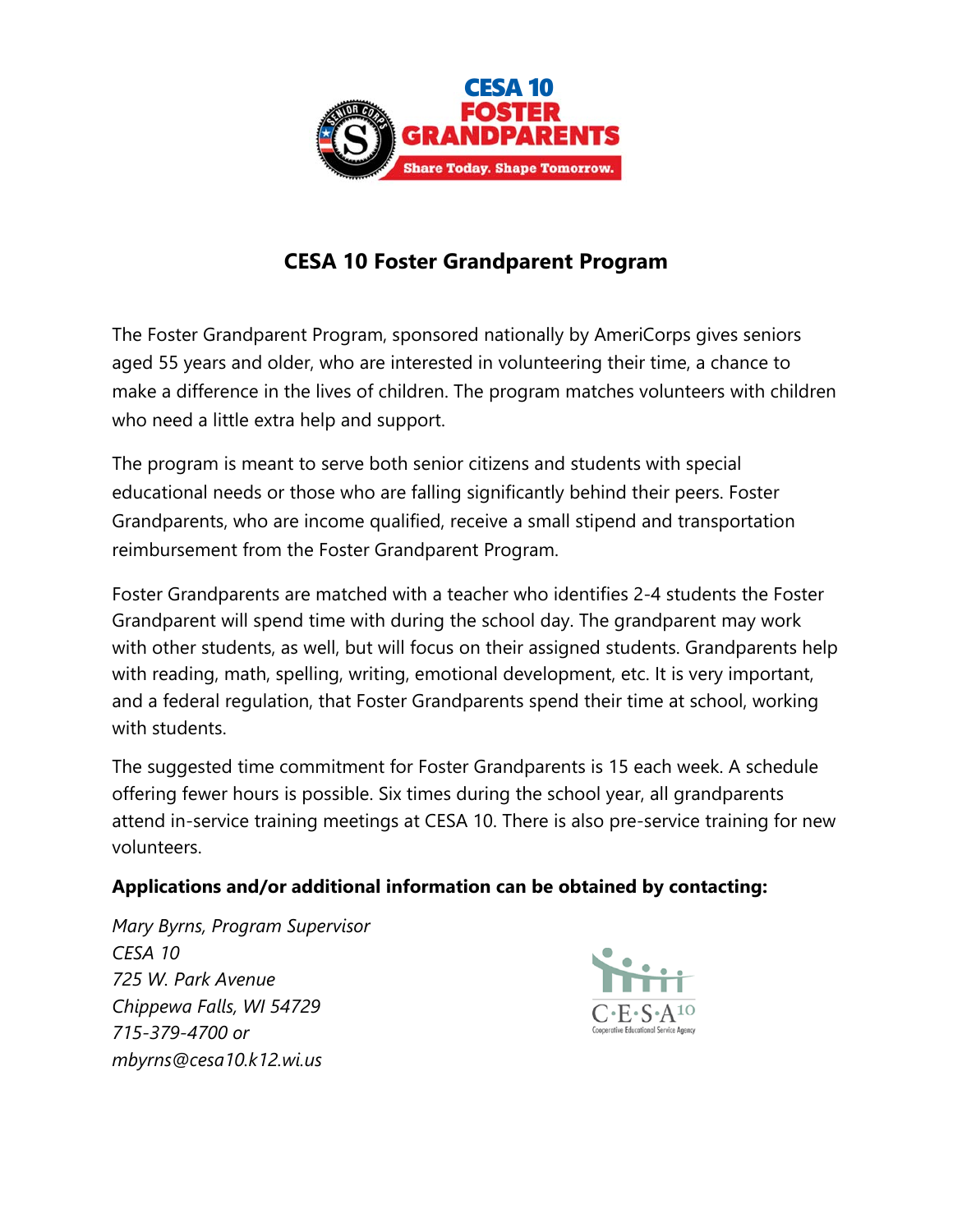# CESA 10 Foster Grandparent Program

The Foster Grandparent Program, sponsored nationally by AmeriCorps gives seniors aged 55 years and older, who are interested in volunteering their time, a chance to make a difference in the lives of children. The program matches volunteers with children who need a little extra help and support.

The program is meant to serve both senior citizens and students with special educational needs or those who are falling significantly behind their peers. Foster Grandparents, who are income qualified, receive a small stipend and transportation reimbursement from the Foster Grandparent Program.

Foster Grandparents are matched with a teacher who identifies 2-4 students the Foster Grandparent will spend time with during the school day. The grandparent may work with other students, as well, but will focus on their assigned students. Grandparents help with reading, math, spelling, writing, emotional development, etc. It is very important, and a federal regulation, that Foster Grandparents spend their time at school, working with students.

The suggested time commitment for Foster Grandparents is 15 each week. A schedule offering fewer hours is possible. Six times during the school year, all grandparents attend in-service training meetings at CESA 10. There is also pre-service training for new volunteers.

**Applications and/or additional information can be obtained by contacting:**

*Mary Byrns, Program Supervisor*
*CESA 10*
*725 W. Park Avenue*
*Chippewa Falls, WI 54729*
*715-379-4700 or*
*mbyrns@cesa10.k12.wi.us*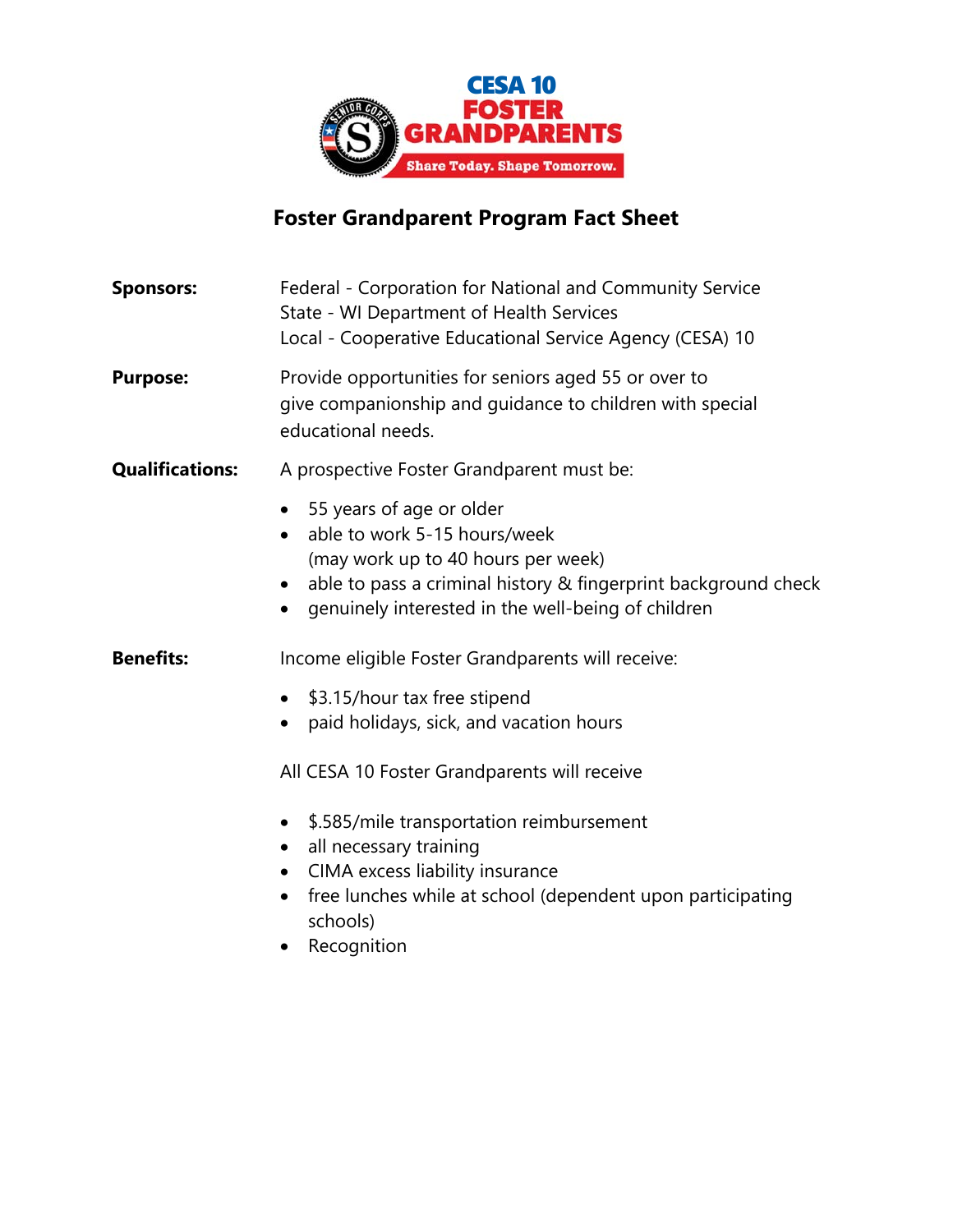CESA 10
FOSTER
GRANDPARENTS
Share Today. Shape Tomorrow.

# Foster Grandparent Program Fact Sheet

**Sponsors:** Federal - Corporation for National and Community Service
State - WI Department of Health Services
Local - Cooperative Educational Service Agency (CESA) 10

**Purpose:** Provide opportunities for seniors aged 55 or over to give companionship and guidance to children with special educational needs.

**Qualifications:** A prospective Foster Grandparent must be:

- 55 years of age or older
- able to work 5-15 hours/week
  (may work up to 40 hours per week)
- able to pass a criminal history & fingerprint background check
- genuinely interested in the well-being of children

**Benefits:** Income eligible Foster Grandparents will receive:

- $3.15/hour tax free stipend
- paid holidays, sick, and vacation hours

All CESA 10 Foster Grandparents will receive

- $.585/mile transportation reimbursement
- all necessary training
- CIMA excess liability insurance
- free lunches while at school (dependent upon participating schools)
- Recognition